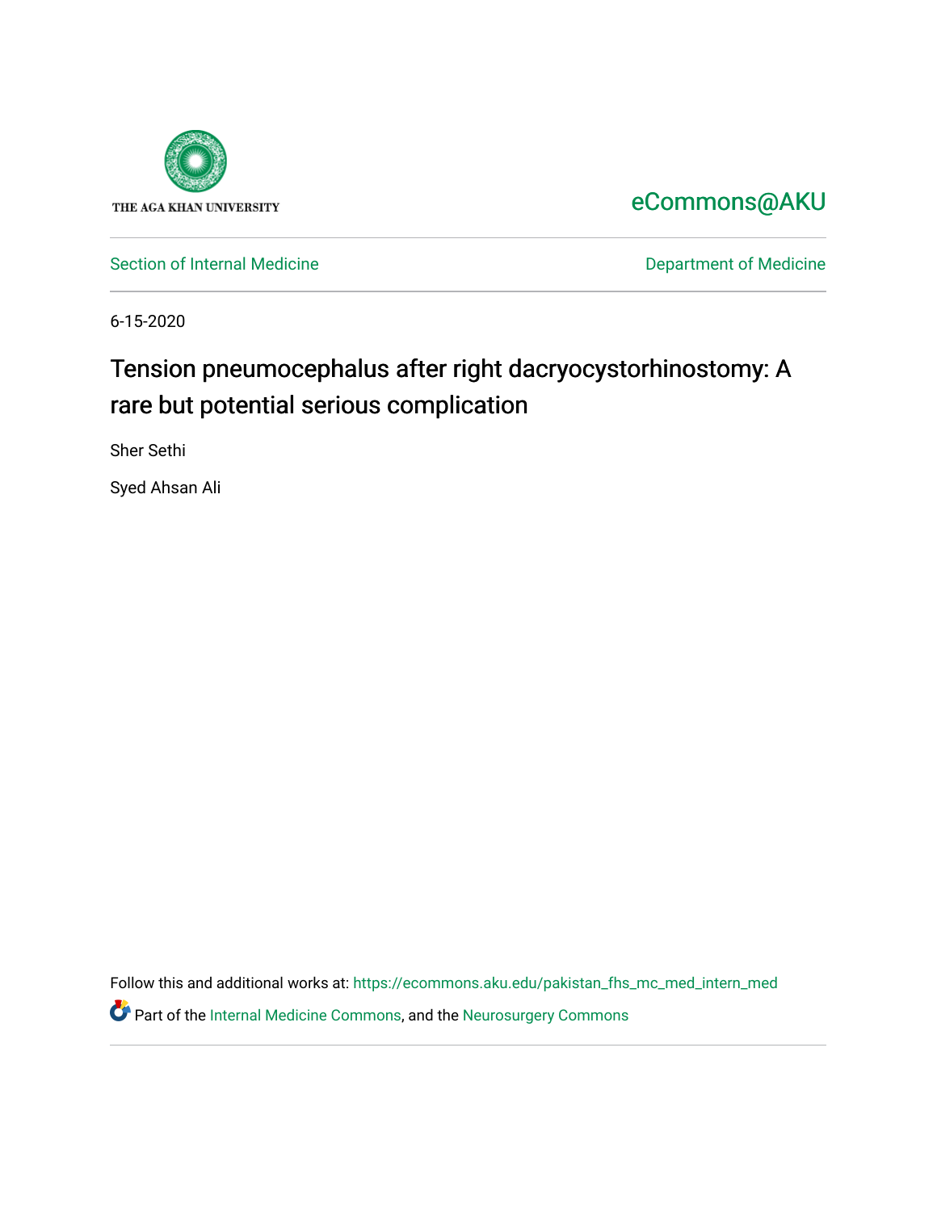THE AGA KHAN UNIVERSITY

eCommons@AKU

Section of Internal Medicine

Department of Medicine

6-15-2020

# Tension pneumocephalus after right dacryocystorhinostomy: A rare but potential serious complication

Sher Sethi

Syed Ahsan Ali

Follow this and additional works at: https://ecommons.aku.edu/pakistan_fhs_mc_med_intern_med

Part of the Internal Medicine Commons, and the Neurosurgery Commons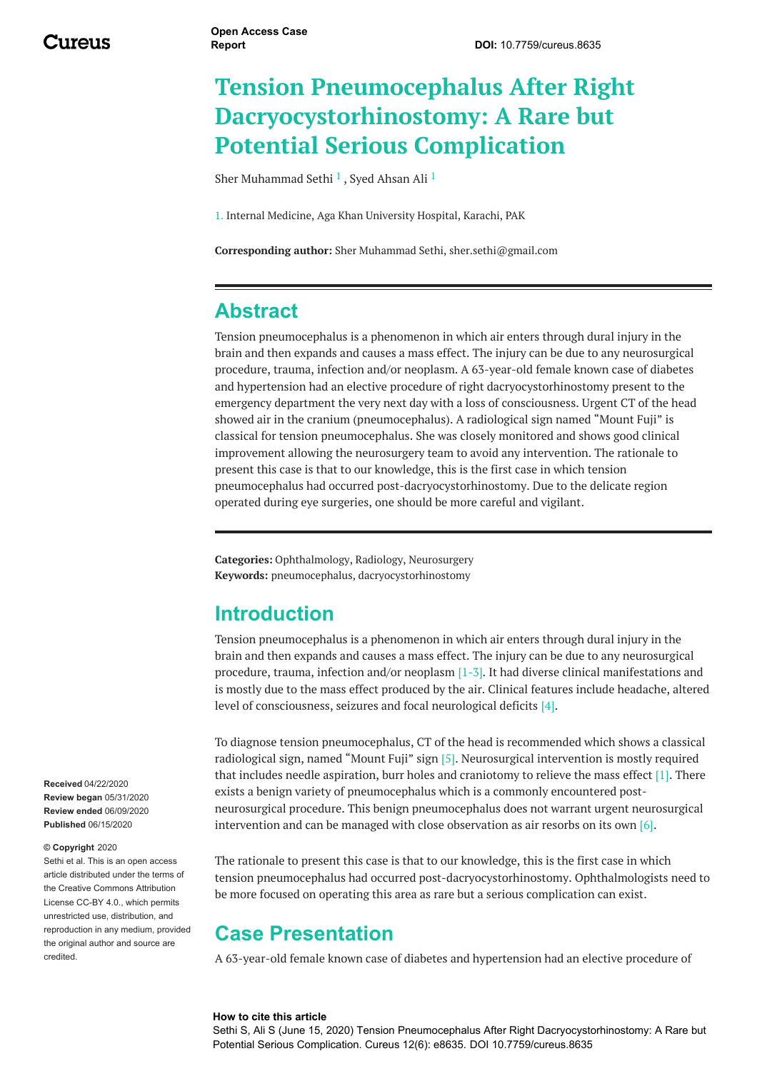# Tension Pneumocephalus After Right Dacryocystorhinostomy: A Rare but Potential Serious Complication

Sher Muhammad Sethi [1] , Syed Ahsan Ali [1]

1. Internal Medicine, Aga Khan University Hospital, Karachi, PAK

**Corresponding author:** Sher Muhammad Sethi, sher.sethi@gmail.com

## Abstract

Tension pneumocephalus is a phenomenon in which air enters through dural injury in the brain and then expands and causes a mass effect. The injury can be due to any neurosurgical procedure, trauma, infection and/or neoplasm. A 63-year-old female known case of diabetes and hypertension had an elective procedure of right dacryocystorhinostomy present to the emergency department the very next day with a loss of consciousness. Urgent CT of the head showed air in the cranium (pneumocephalus). A radiological sign named "Mount Fuji" is classical for tension pneumocephalus. She was closely monitored and shows good clinical improvement allowing the neurosurgery team to avoid any intervention. The rationale to present this case is that to our knowledge, this is the first case in which tension pneumocephalus had occurred post-dacryocystorhinostomy. Due to the delicate region operated during eye surgeries, one should be more careful and vigilant.

**Categories:** Ophthalmology, Radiology, Neurosurgery
**Keywords:** pneumocephalus, dacryocystorhinostomy

## Introduction

Tension pneumocephalus is a phenomenon in which air enters through dural injury in the brain and then expands and causes a mass effect. The injury can be due to any neurosurgical procedure, trauma, infection and/or neoplasm [1-3]. It had diverse clinical manifestations and is mostly due to the mass effect produced by the air. Clinical features include headache, altered level of consciousness, seizures and focal neurological deficits [4].

To diagnose tension pneumocephalus, CT of the head is recommended which shows a classical radiological sign, named "Mount Fuji" sign [5]. Neurosurgical intervention is mostly required that includes needle aspiration, burr holes and craniotomy to relieve the mass effect [1]. There exists a benign variety of pneumocephalus which is a commonly encountered post-neurosurgical procedure. This benign pneumocephalus does not warrant urgent neurosurgical intervention and can be managed with close observation as air resorbs on its own [6].

The rationale to present this case is that to our knowledge, this is the first case in which tension pneumocephalus had occurred post-dacryocystorhinostomy. Ophthalmologists need to be more focused on operating this area as rare but a serious complication can exist.

## Case Presentation

A 63-year-old female known case of diabetes and hypertension had an elective procedure of

**Received** 04/22/2020
**Review began** 05/31/2020
**Review ended** 06/09/2020
**Published** 06/15/2020

**© Copyright** 2020
Sethi et al. This is an open access article distributed under the terms of the Creative Commons Attribution License CC-BY 4.0., which permits unrestricted use, distribution, and reproduction in any medium, provided the original author and source are credited.

**How to cite this article**
Sethi S, Ali S (June 15, 2020) Tension Pneumocephalus After Right Dacryocystorhinostomy: A Rare but Potential Serious Complication. Cureus 12(6): e8635. DOI 10.7759/cureus.8635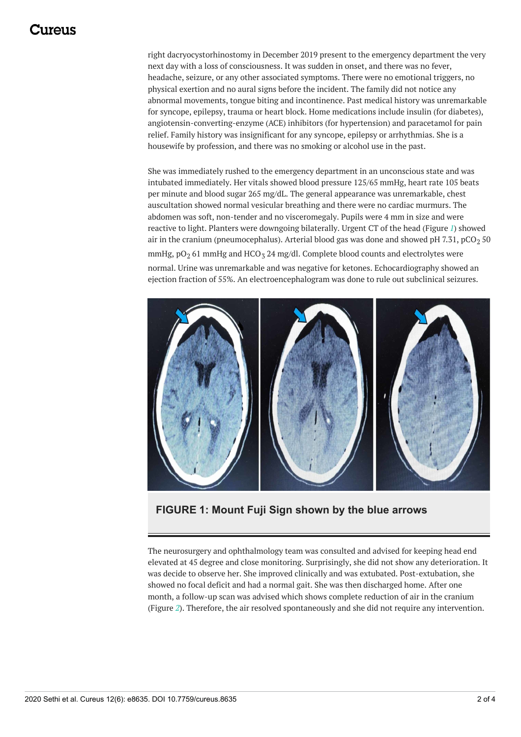right dacryocystorhinostomy in December 2019 present to the emergency department the very next day with a loss of consciousness. It was sudden in onset, and there was no fever, headache, seizure, or any other associated symptoms. There were no emotional triggers, no physical exertion and no aural signs before the incident. The family did not notice any abnormal movements, tongue biting and incontinence. Past medical history was unremarkable for syncope, epilepsy, trauma or heart block. Home medications include insulin (for diabetes), angiotensin-converting-enzyme (ACE) inhibitors (for hypertension) and paracetamol for pain relief. Family history was insignificant for any syncope, epilepsy or arrhythmias. She is a housewife by profession, and there was no smoking or alcohol use in the past.

She was immediately rushed to the emergency department in an unconscious state and was intubated immediately. Her vitals showed blood pressure 125/65 mmHg, heart rate 105 beats per minute and blood sugar 265 mg/dL. The general appearance was unremarkable, chest auscultation showed normal vesicular breathing and there were no cardiac murmurs. The abdomen was soft, non-tender and no visceromegaly. Pupils were 4 mm in size and were reactive to light. Planters were downgoing bilaterally. Urgent CT of the head (Figure 1) showed air in the cranium (pneumocephalus). Arterial blood gas was done and showed pH 7.31, $pCO_2$ 50 mmHg, $pO_2$ 61 mmHg and $HCO_3$ 24 mg/dl. Complete blood counts and electrolytes were normal. Urine was unremarkable and was negative for ketones. Echocardiography showed an ejection fraction of 55%. An electroencephalogram was done to rule out subclinical seizures.

**FIGURE 1: Mount Fuji Sign shown by the blue arrows**

The neurosurgery and ophthalmology team was consulted and advised for keeping head end elevated at 45 degree and close monitoring. Surprisingly, she did not show any deterioration. It was decide to observe her. She improved clinically and was extubated. Post-extubation, she showed no focal deficit and had a normal gait. She was then discharged home. After one month, a follow-up scan was advised which shows complete reduction of air in the cranium (Figure 2). Therefore, the air resolved spontaneously and she did not require any intervention.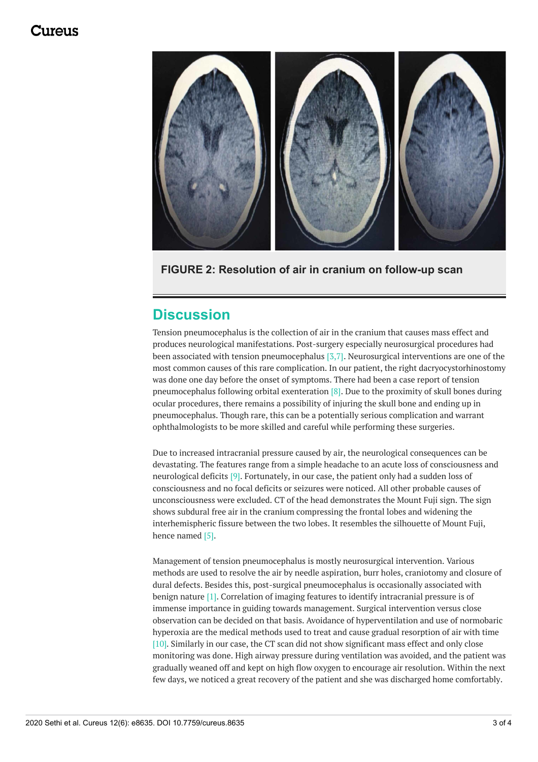**FIGURE 2: Resolution of air in cranium on follow-up scan**

## Discussion

Tension pneumocephalus is the collection of air in the cranium that causes mass effect and produces neurological manifestations. Post-surgery especially neurosurgical procedures had been associated with tension pneumocephalus [3,7]. Neurosurgical interventions are one of the most common causes of this rare complication. In our patient, the right dacryocystorhinostomy was done one day before the onset of symptoms. There had been a case report of tension pneumocephalus following orbital exenteration [8]. Due to the proximity of skull bones during ocular procedures, there remains a possibility of injuring the skull bone and ending up in pneumocephalus. Though rare, this can be a potentially serious complication and warrant ophthalmologists to be more skilled and careful while performing these surgeries.

Due to increased intracranial pressure caused by air, the neurological consequences can be devastating. The features range from a simple headache to an acute loss of consciousness and neurological deficits [9]. Fortunately, in our case, the patient only had a sudden loss of consciousness and no focal deficits or seizures were noticed. All other probable causes of unconsciousness were excluded. CT of the head demonstrates the Mount Fuji sign. The sign shows subdural free air in the cranium compressing the frontal lobes and widening the interhemispheric fissure between the two lobes. It resembles the silhouette of Mount Fuji, hence named [5].

Management of tension pneumocephalus is mostly neurosurgical intervention. Various methods are used to resolve the air by needle aspiration, burr holes, craniotomy and closure of dural defects. Besides this, post-surgical pneumocephalus is occasionally associated with benign nature [1]. Correlation of imaging features to identify intracranial pressure is of immense importance in guiding towards management. Surgical intervention versus close observation can be decided on that basis. Avoidance of hyperventilation and use of normobaric hyperoxia are the medical methods used to treat and cause gradual resorption of air with time [10]. Similarly in our case, the CT scan did not show significant mass effect and only close monitoring was done. High airway pressure during ventilation was avoided, and the patient was gradually weaned off and kept on high flow oxygen to encourage air resolution. Within the next few days, we noticed a great recovery of the patient and she was discharged home comfortably.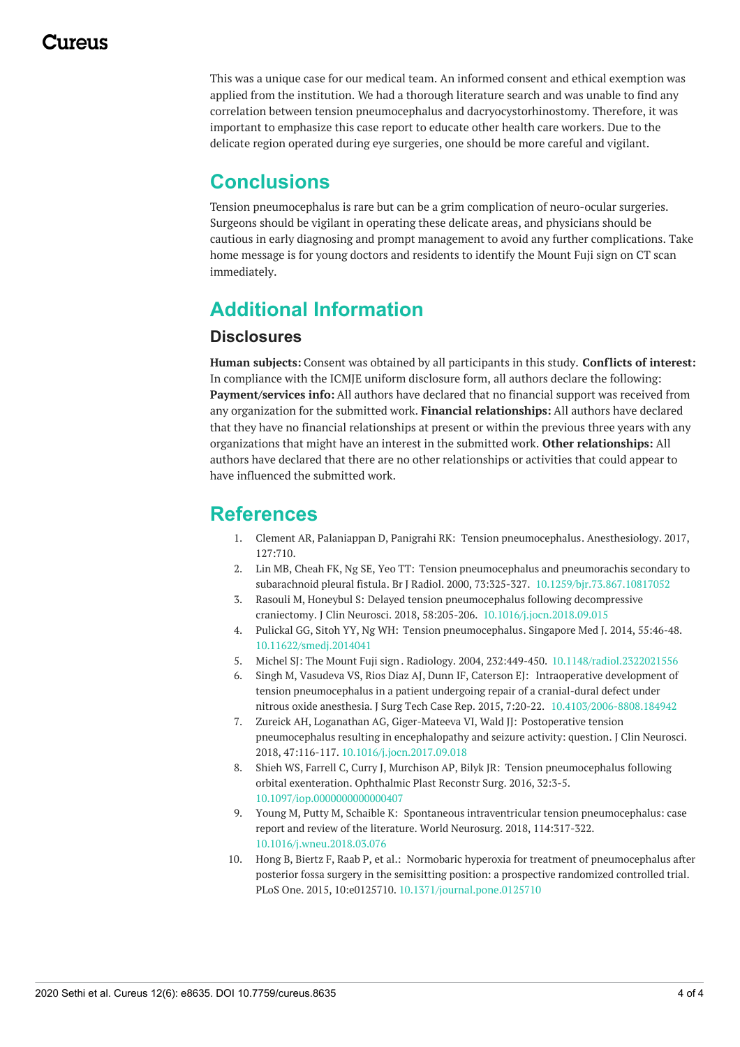This was a unique case for our medical team. An informed consent and ethical exemption was applied from the institution. We had a thorough literature search and was unable to find any correlation between tension pneumocephalus and dacryocystorhinostomy. Therefore, it was important to emphasize this case report to educate other health care workers. Due to the delicate region operated during eye surgeries, one should be more careful and vigilant.

## Conclusions

Tension pneumocephalus is rare but can be a grim complication of neuro-ocular surgeries. Surgeons should be vigilant in operating these delicate areas, and physicians should be cautious in early diagnosing and prompt management to avoid any further complications. Take home message is for young doctors and residents to identify the Mount Fuji sign on CT scan immediately.

## Additional Information

### Disclosures

**Human subjects:** Consent was obtained by all participants in this study. **Conflicts of interest:** In compliance with the ICMJE uniform disclosure form, all authors declare the following: **Payment/services info:** All authors have declared that no financial support was received from any organization for the submitted work. **Financial relationships:** All authors have declared that they have no financial relationships at present or within the previous three years with any organizations that might have an interest in the submitted work. **Other relationships:** All authors have declared that there are no other relationships or activities that could appear to have influenced the submitted work.

## References

1. Clement AR, Palaniappan D, Panigrahi RK: Tension pneumocephalus. Anesthesiology. 2017, 127:710.
2. Lin MB, Cheah FK, Ng SE, Yeo TT: Tension pneumocephalus and pneumorachis secondary to subarachnoid pleural fistula. Br J Radiol. 2000, 73:325-327. 10.1259/bjr.73.867.10817052
3. Rasouli M, Honeybul S: Delayed tension pneumocephalus following decompressive craniectomy. J Clin Neurosci. 2018, 58:205-206. 10.1016/j.jocn.2018.09.015
4. Pulickal GG, Sitoh YY, Ng WH: Tension pneumocephalus. Singapore Med J. 2014, 55:46-48. 10.11622/smedj.2014041
5. Michel SJ: The Mount Fuji sign . Radiology. 2004, 232:449-450. 10.1148/radiol.2322021556
6. Singh M, Vasudeva VS, Rios Diaz AJ, Dunn IF, Caterson EJ: Intraoperative development of tension pneumocephalus in a patient undergoing repair of a cranial-dural defect under nitrous oxide anesthesia. J Surg Tech Case Rep. 2015, 7:20-22. 10.4103/2006-8808.184942
7. Zureick AH, Loganathan AG, Giger-Mateeva VI, Wald JJ: Postoperative tension pneumocephalus resulting in encephalopathy and seizure activity: question. J Clin Neurosci. 2018, 47:116-117. 10.1016/j.jocn.2017.09.018
8. Shieh WS, Farrell C, Curry J, Murchison AP, Bilyk JR: Tension pneumocephalus following orbital exenteration. Ophthalmic Plast Reconstr Surg. 2016, 32:3-5. 10.1097/iop.0000000000000407
9. Young M, Putty M, Schaible K: Spontaneous intraventricular tension pneumocephalus: case report and review of the literature. World Neurosurg. 2018, 114:317-322. 10.1016/j.wneu.2018.03.076
10. Hong B, Biertz F, Raab P, et al.: Normobaric hyperoxia for treatment of pneumocephalus after posterior fossa surgery in the semisitting position: a prospective randomized controlled trial. PLoS One. 2015, 10:e0125710. 10.1371/journal.pone.0125710